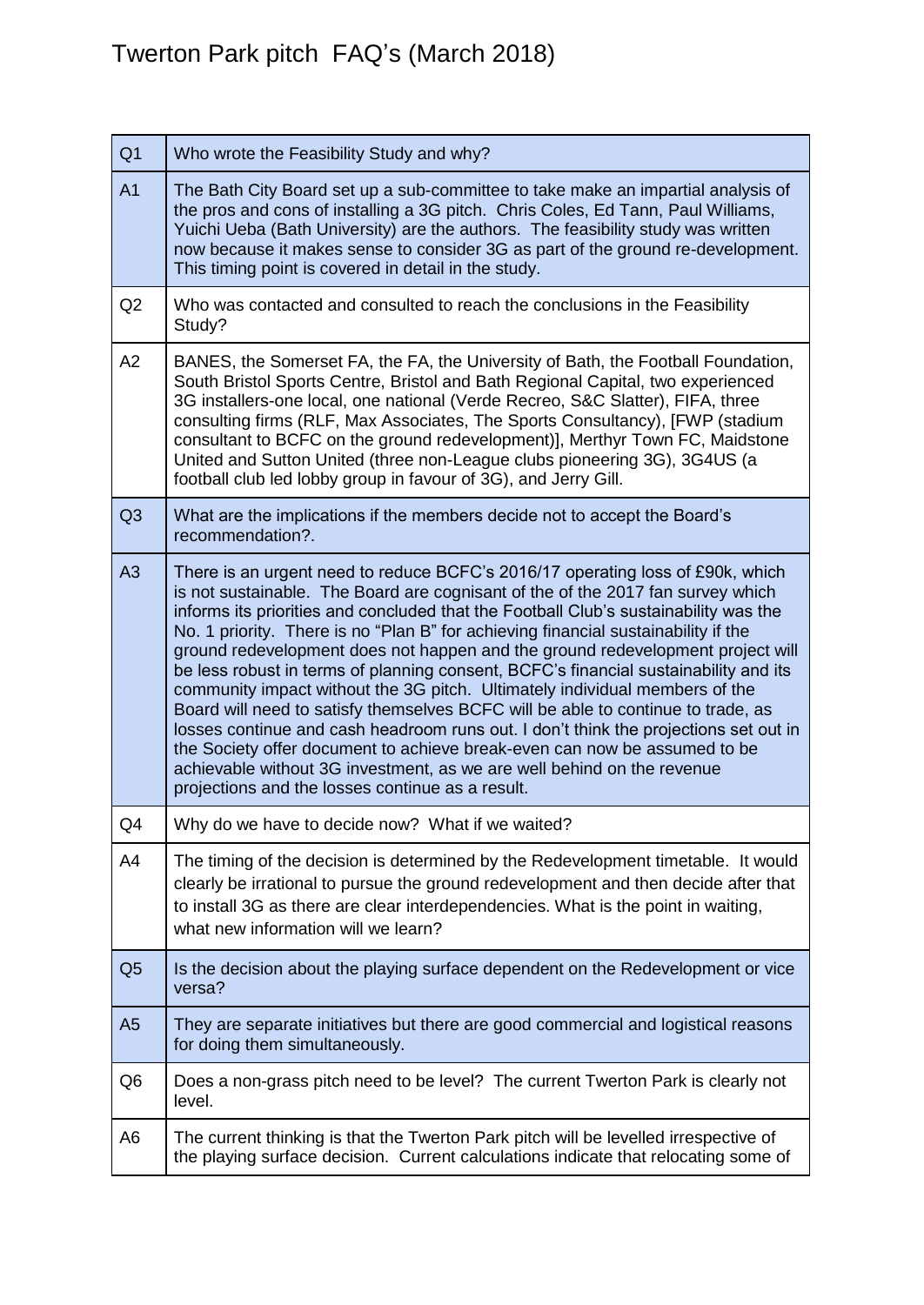# Twerton Park pitch FAQ's (March 2018)

| | |
|---|---|
| Q1 | Who wrote the Feasibility Study and why? |
| A1 | The Bath City Board set up a sub-committee to take make an impartial analysis of the pros and cons of installing a 3G pitch. Chris Coles, Ed Tann, Paul Williams, Yuichi Ueba (Bath University) are the authors. The feasibility study was written now because it makes sense to consider 3G as part of the ground re-development. This timing point is covered in detail in the study. |
| Q2 | Who was contacted and consulted to reach the conclusions in the Feasibility Study? |
| A2 | BANES, the Somerset FA, the FA, the University of Bath, the Football Foundation, South Bristol Sports Centre, Bristol and Bath Regional Capital, two experienced 3G installers-one local, one national (Verde Recreo, S&C Slatter), FIFA, three consulting firms (RLF, Max Associates, The Sports Consultancy), [FWP (stadium consultant to BCFC on the ground redevelopment)], Merthyr Town FC, Maidstone United and Sutton United (three non-League clubs pioneering 3G), 3G4US (a football club led lobby group in favour of 3G), and Jerry Gill. |
| Q3 | What are the implications if the members decide not to accept the Board's recommendation?. |
| A3 | There is an urgent need to reduce BCFC's 2016/17 operating loss of £90k, which is not sustainable. The Board are cognisant of the of the 2017 fan survey which informs its priorities and concluded that the Football Club's sustainability was the No. 1 priority. There is no "Plan B" for achieving financial sustainability if the ground redevelopment does not happen and the ground redevelopment project will be less robust in terms of planning consent, BCFC's financial sustainability and its community impact without the 3G pitch. Ultimately individual members of the Board will need to satisfy themselves BCFC will be able to continue to trade, as losses continue and cash headroom runs out. I don't think the projections set out in the Society offer document to achieve break-even can now be assumed to be achievable without 3G investment, as we are well behind on the revenue projections and the losses continue as a result. |
| Q4 | Why do we have to decide now? What if we waited? |
| A4 | The timing of the decision is determined by the Redevelopment timetable. It would clearly be irrational to pursue the ground redevelopment and then decide after that to install 3G as there are clear interdependencies. What is the point in waiting, what new information will we learn? |
| Q5 | Is the decision about the playing surface dependent on the Redevelopment or vice versa? |
| A5 | They are separate initiatives but there are good commercial and logistical reasons for doing them simultaneously. |
| Q6 | Does a non-grass pitch need to be level? The current Twerton Park is clearly not level. |
| A6 | The current thinking is that the Twerton Park pitch will be levelled irrespective of the playing surface decision. Current calculations indicate that relocating some of |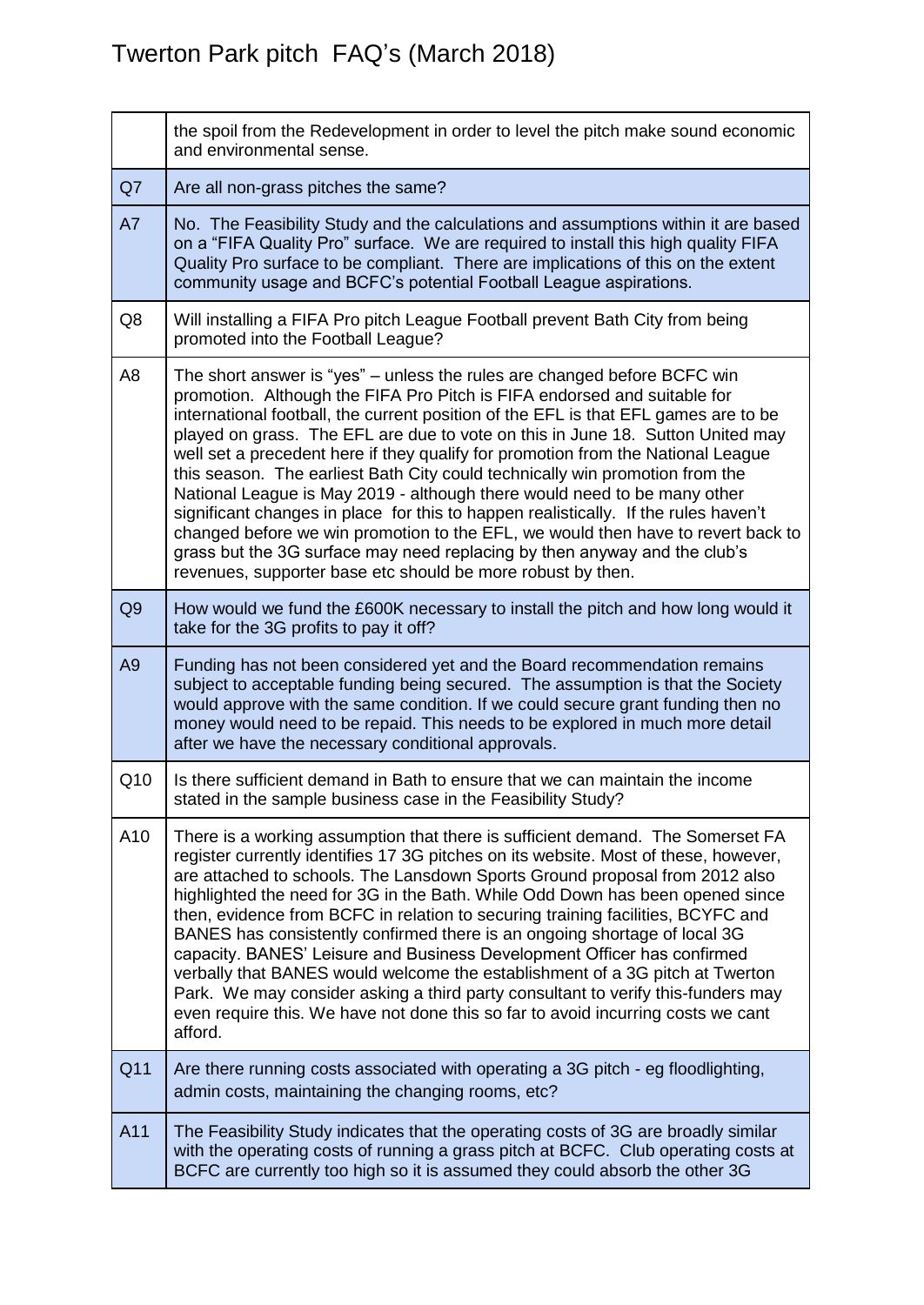|  |  |
| --- | --- |
|  | the spoil from the Redevelopment in order to level the pitch make sound economic and environmental sense. |
| Q7 | Are all non-grass pitches the same? |
| A7 | No. The Feasibility Study and the calculations and assumptions within it are based on a "FIFA Quality Pro" surface. We are required to install this high quality FIFA Quality Pro surface to be compliant. There are implications of this on the extent community usage and BCFC's potential Football League aspirations. |
| Q8 | Will installing a FIFA Pro pitch League Football prevent Bath City from being promoted into the Football League? |
| A8 | The short answer is "yes" – unless the rules are changed before BCFC win promotion. Although the FIFA Pro Pitch is FIFA endorsed and suitable for international football, the current position of the EFL is that EFL games are to be played on grass. The EFL are due to vote on this in June 18. Sutton United may well set a precedent here if they qualify for promotion from the National League this season. The earliest Bath City could technically win promotion from the National League is May 2019 - although there would need to be many other significant changes in place for this to happen realistically. If the rules haven't changed before we win promotion to the EFL, we would then have to revert back to grass but the 3G surface may need replacing by then anyway and the club's revenues, supporter base etc should be more robust by then. |
| Q9 | How would we fund the £600K necessary to install the pitch and how long would it take for the 3G profits to pay it off? |
| A9 | Funding has not been considered yet and the Board recommendation remains subject to acceptable funding being secured. The assumption is that the Society would approve with the same condition. If we could secure grant funding then no money would need to be repaid. This needs to be explored in much more detail after we have the necessary conditional approvals. |
| Q10 | Is there sufficient demand in Bath to ensure that we can maintain the income stated in the sample business case in the Feasibility Study? |
| A10 | There is a working assumption that there is sufficient demand. The Somerset FA register currently identifies 17 3G pitches on its website. Most of these, however, are attached to schools. The Lansdown Sports Ground proposal from 2012 also highlighted the need for 3G in the Bath. While Odd Down has been opened since then, evidence from BCFC in relation to securing training facilities, BCYFC and BANES has consistently confirmed there is an ongoing shortage of local 3G capacity. BANES' Leisure and Business Development Officer has confirmed verbally that BANES would welcome the establishment of a 3G pitch at Twerton Park. We may consider asking a third party consultant to verify this-funders may even require this. We have not done this so far to avoid incurring costs we cant afford. |
| Q11 | Are there running costs associated with operating a 3G pitch - eg floodlighting, admin costs, maintaining the changing rooms, etc? |
| A11 | The Feasibility Study indicates that the operating costs of 3G are broadly similar with the operating costs of running a grass pitch at BCFC. Club operating costs at BCFC are currently too high so it is assumed they could absorb the other 3G |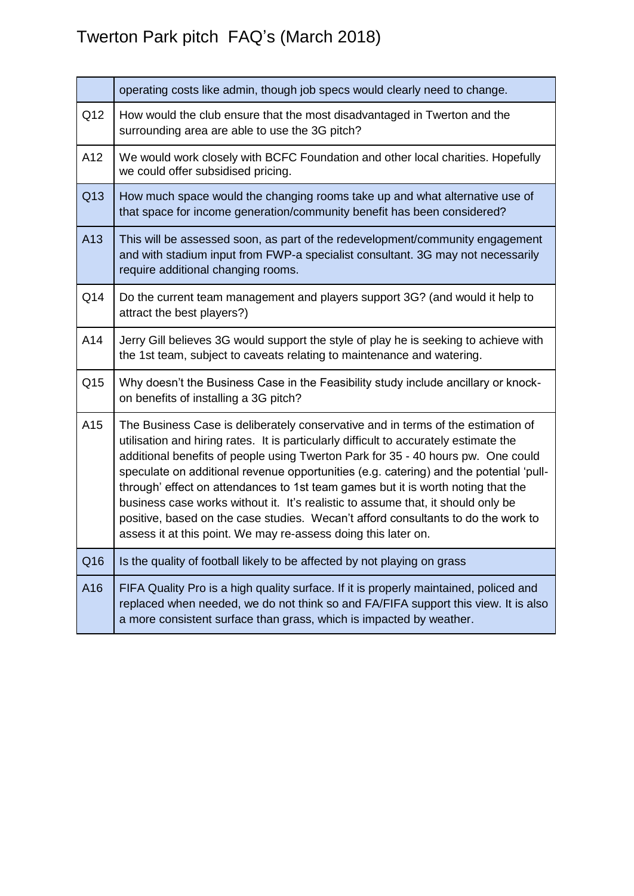# Twerton Park pitch FAQ's (March 2018)

| | |
|---|---|
| | operating costs like admin, though job specs would clearly need to change. |
| Q12 | How would the club ensure that the most disadvantaged in Twerton and the surrounding area are able to use the 3G pitch? |
| A12 | We would work closely with BCFC Foundation and other local charities. Hopefully we could offer subsidised pricing. |
| Q13 | How much space would the changing rooms take up and what alternative use of that space for income generation/community benefit has been considered? |
| A13 | This will be assessed soon, as part of the redevelopment/community engagement and with stadium input from FWP-a specialist consultant. 3G may not necessarily require additional changing rooms. |
| Q14 | Do the current team management and players support 3G? (and would it help to attract the best players?) |
| A14 | Jerry Gill believes 3G would support the style of play he is seeking to achieve with the 1st team, subject to caveats relating to maintenance and watering. |
| Q15 | Why doesn't the Business Case in the Feasibility study include ancillary or knock-on benefits of installing a 3G pitch? |
| A15 | The Business Case is deliberately conservative and in terms of the estimation of utilisation and hiring rates. It is particularly difficult to accurately estimate the additional benefits of people using Twerton Park for 35 - 40 hours pw. One could speculate on additional revenue opportunities (e.g. catering) and the potential 'pull-through' effect on attendances to 1st team games but it is worth noting that the business case works without it. It's realistic to assume that, it should only be positive, based on the case studies. Wecan't afford consultants to do the work to assess it at this point. We may re-assess doing this later on. |
| Q16 | Is the quality of football likely to be affected by not playing on grass |
| A16 | FIFA Quality Pro is a high quality surface. If it is properly maintained, policed and replaced when needed, we do not think so and FA/FIFA support this view. It is also a more consistent surface than grass, which is impacted by weather. |